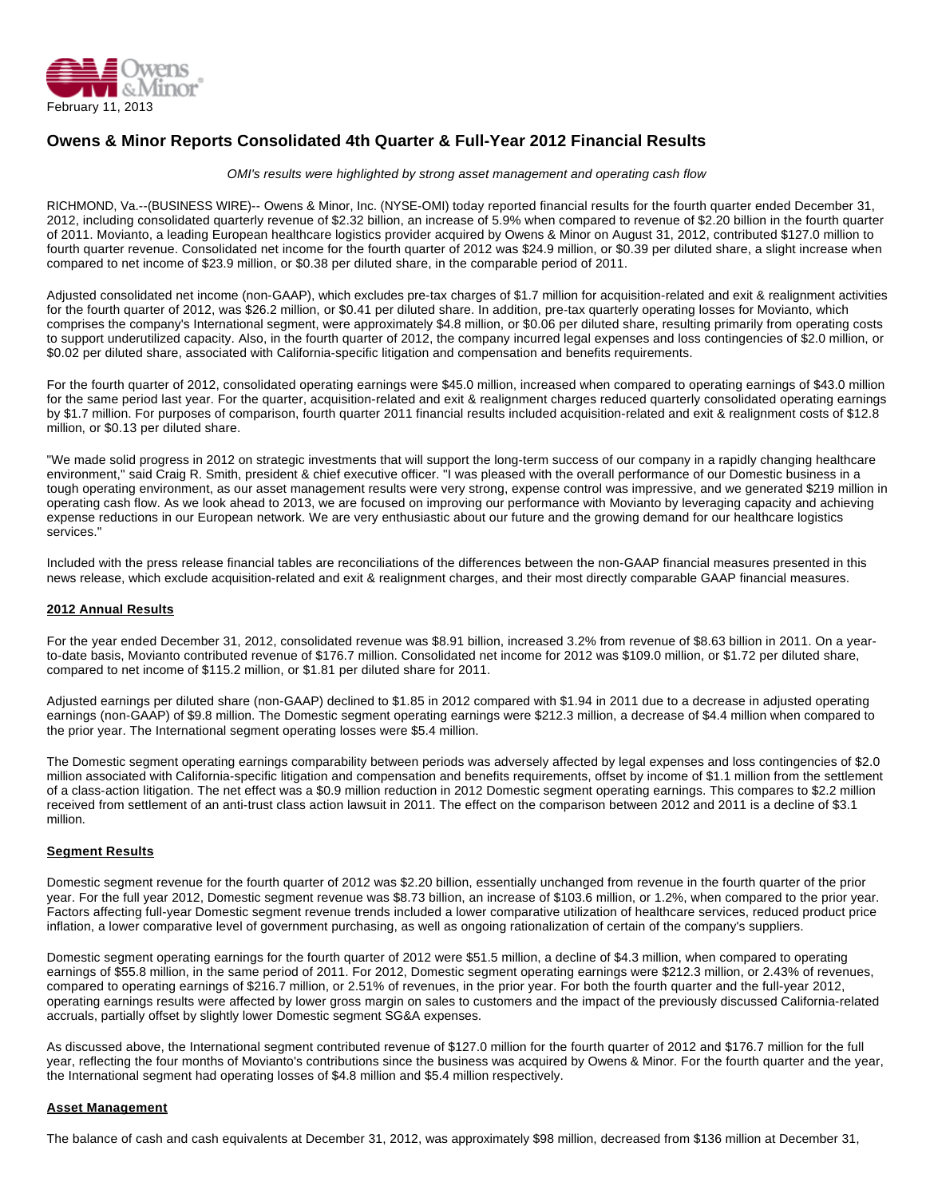February 11, 2013

# Owens & Minor Reports Consolidated 4th Quarter & Full-Year 2012 Financial Results

*OMI's results were highlighted by strong asset management and operating cash flow*

RICHMOND, Va.--(BUSINESS WIRE)-- Owens & Minor, Inc. (NYSE-OMI) today reported financial results for the fourth quarter ended December 31, 2012, including consolidated quarterly revenue of $2.32 billion, an increase of 5.9% when compared to revenue of $2.20 billion in the fourth quarter of 2011. Movianto, a leading European healthcare logistics provider acquired by Owens & Minor on August 31, 2012, contributed $127.0 million to fourth quarter revenue. Consolidated net income for the fourth quarter of 2012 was $24.9 million, or $0.39 per diluted share, a slight increase when compared to net income of $23.9 million, or $0.38 per diluted share, in the comparable period of 2011.

Adjusted consolidated net income (non-GAAP), which excludes pre-tax charges of $1.7 million for acquisition-related and exit & realignment activities for the fourth quarter of 2012, was $26.2 million, or $0.41 per diluted share. In addition, pre-tax quarterly operating losses for Movianto, which comprises the company's International segment, were approximately $4.8 million, or $0.06 per diluted share, resulting primarily from operating costs to support underutilized capacity. Also, in the fourth quarter of 2012, the company incurred legal expenses and loss contingencies of $2.0 million, or $0.02 per diluted share, associated with California-specific litigation and compensation and benefits requirements.

For the fourth quarter of 2012, consolidated operating earnings were $45.0 million, increased when compared to operating earnings of $43.0 million for the same period last year. For the quarter, acquisition-related and exit & realignment charges reduced quarterly consolidated operating earnings by $1.7 million. For purposes of comparison, fourth quarter 2011 financial results included acquisition-related and exit & realignment costs of $12.8 million, or $0.13 per diluted share.

"We made solid progress in 2012 on strategic investments that will support the long-term success of our company in a rapidly changing healthcare environment," said Craig R. Smith, president & chief executive officer. "I was pleased with the overall performance of our Domestic business in a tough operating environment, as our asset management results were very strong, expense control was impressive, and we generated $219 million in operating cash flow. As we look ahead to 2013, we are focused on improving our performance with Movianto by leveraging capacity and achieving expense reductions in our European network. We are very enthusiastic about our future and the growing demand for our healthcare logistics services."

Included with the press release financial tables are reconciliations of the differences between the non-GAAP financial measures presented in this news release, which exclude acquisition-related and exit & realignment charges, and their most directly comparable GAAP financial measures.

## 2012 Annual Results

For the year ended December 31, 2012, consolidated revenue was $8.91 billion, increased 3.2% from revenue of $8.63 billion in 2011. On a year-to-date basis, Movianto contributed revenue of $176.7 million. Consolidated net income for 2012 was $109.0 million, or $1.72 per diluted share, compared to net income of $115.2 million, or $1.81 per diluted share for 2011.

Adjusted earnings per diluted share (non-GAAP) declined to $1.85 in 2012 compared with $1.94 in 2011 due to a decrease in adjusted operating earnings (non-GAAP) of $9.8 million. The Domestic segment operating earnings were $212.3 million, a decrease of $4.4 million when compared to the prior year. The International segment operating losses were $5.4 million.

The Domestic segment operating earnings comparability between periods was adversely affected by legal expenses and loss contingencies of $2.0 million associated with California-specific litigation and compensation and benefits requirements, offset by income of $1.1 million from the settlement of a class-action litigation. The net effect was a $0.9 million reduction in 2012 Domestic segment operating earnings. This compares to $2.2 million received from settlement of an anti-trust class action lawsuit in 2011. The effect on the comparison between 2012 and 2011 is a decline of $3.1 million.

## Segment Results

Domestic segment revenue for the fourth quarter of 2012 was $2.20 billion, essentially unchanged from revenue in the fourth quarter of the prior year. For the full year 2012, Domestic segment revenue was $8.73 billion, an increase of $103.6 million, or 1.2%, when compared to the prior year. Factors affecting full-year Domestic segment revenue trends included a lower comparative utilization of healthcare services, reduced product price inflation, a lower comparative level of government purchasing, as well as ongoing rationalization of certain of the company's suppliers.

Domestic segment operating earnings for the fourth quarter of 2012 were $51.5 million, a decline of $4.3 million, when compared to operating earnings of $55.8 million, in the same period of 2011. For 2012, Domestic segment operating earnings were $212.3 million, or 2.43% of revenues, compared to operating earnings of $216.7 million, or 2.51% of revenues, in the prior year. For both the fourth quarter and the full-year 2012, operating earnings results were affected by lower gross margin on sales to customers and the impact of the previously discussed California-related accruals, partially offset by slightly lower Domestic segment SG&A expenses.

As discussed above, the International segment contributed revenue of $127.0 million for the fourth quarter of 2012 and $176.7 million for the full year, reflecting the four months of Movianto's contributions since the business was acquired by Owens & Minor. For the fourth quarter and the year, the International segment had operating losses of $4.8 million and $5.4 million respectively.

## Asset Management

The balance of cash and cash equivalents at December 31, 2012, was approximately $98 million, decreased from $136 million at December 31,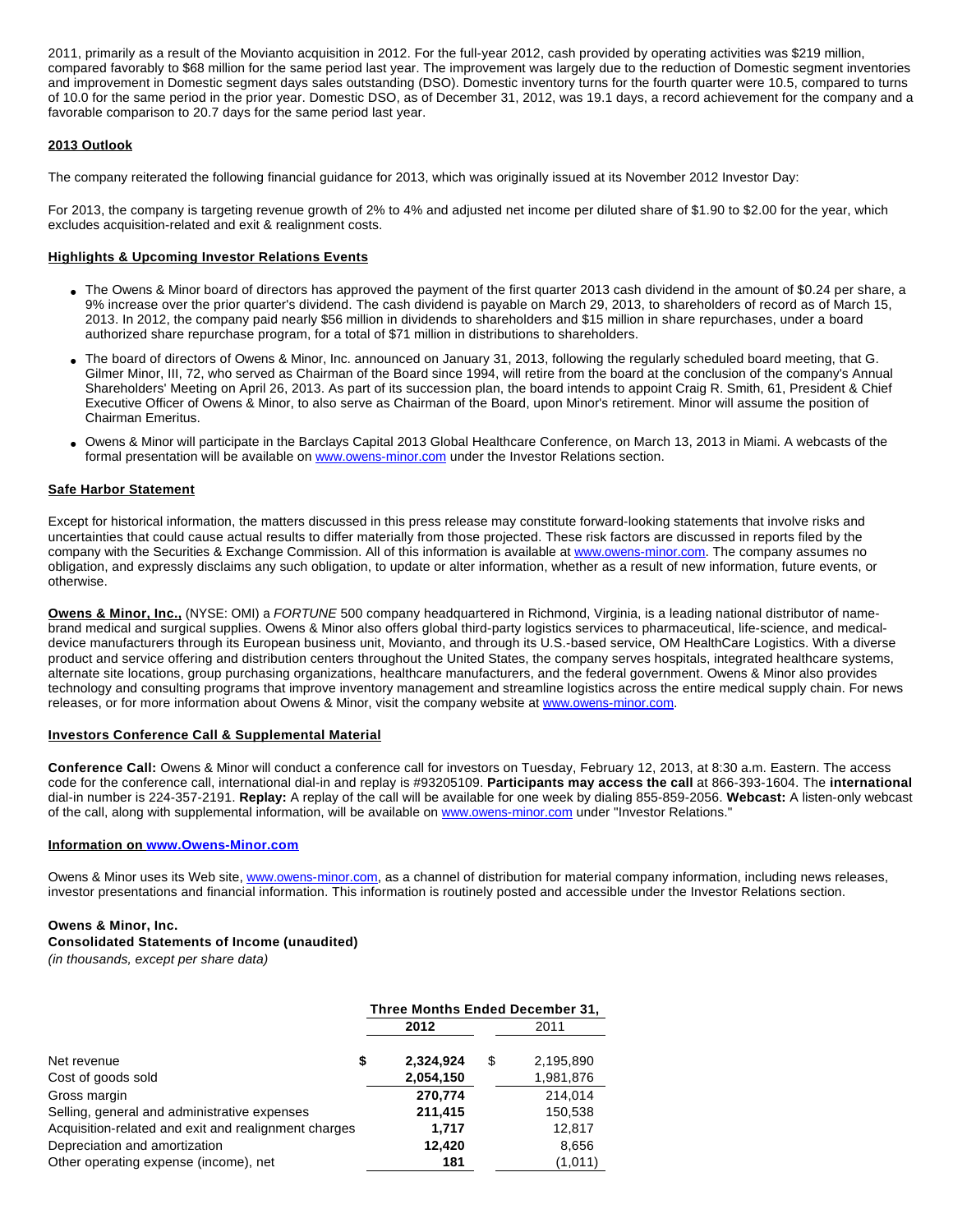2011, primarily as a result of the Movianto acquisition in 2012. For the full-year 2012, cash provided by operating activities was $219 million, compared favorably to $68 million for the same period last year. The improvement was largely due to the reduction of Domestic segment inventories and improvement in Domestic segment days sales outstanding (DSO). Domestic inventory turns for the fourth quarter were 10.5, compared to turns of 10.0 for the same period in the prior year. Domestic DSO, as of December 31, 2012, was 19.1 days, a record achievement for the company and a favorable comparison to 20.7 days for the same period last year.

## 2013 Outlook

The company reiterated the following financial guidance for 2013, which was originally issued at its November 2012 Investor Day:

For 2013, the company is targeting revenue growth of 2% to 4% and adjusted net income per diluted share of $1.90 to $2.00 for the year, which excludes acquisition-related and exit & realignment costs.

## Highlights & Upcoming Investor Relations Events

- The Owens & Minor board of directors has approved the payment of the first quarter 2013 cash dividend in the amount of $0.24 per share, a 9% increase over the prior quarter's dividend. The cash dividend is payable on March 29, 2013, to shareholders of record as of March 15, 2013. In 2012, the company paid nearly $56 million in dividends to shareholders and $15 million in share repurchases, under a board authorized share repurchase program, for a total of $71 million in distributions to shareholders.
- The board of directors of Owens & Minor, Inc. announced on January 31, 2013, following the regularly scheduled board meeting, that G. Gilmer Minor, III, 72, who served as Chairman of the Board since 1994, will retire from the board at the conclusion of the company's Annual Shareholders' Meeting on April 26, 2013. As part of its succession plan, the board intends to appoint Craig R. Smith, 61, President & Chief Executive Officer of Owens & Minor, to also serve as Chairman of the Board, upon Minor's retirement. Minor will assume the position of Chairman Emeritus.
- Owens & Minor will participate in the Barclays Capital 2013 Global Healthcare Conference, on March 13, 2013 in Miami. A webcasts of the formal presentation will be available on www.owens-minor.com under the Investor Relations section.

## Safe Harbor Statement

Except for historical information, the matters discussed in this press release may constitute forward-looking statements that involve risks and uncertainties that could cause actual results to differ materially from those projected. These risk factors are discussed in reports filed by the company with the Securities & Exchange Commission. All of this information is available at www.owens-minor.com. The company assumes no obligation, and expressly disclaims any such obligation, to update or alter information, whether as a result of new information, future events, or otherwise.

**Owens & Minor, Inc.,** (NYSE: OMI) a *FORTUNE* 500 company headquartered in Richmond, Virginia, is a leading national distributor of name-brand medical and surgical supplies. Owens & Minor also offers global third-party logistics services to pharmaceutical, life-science, and medical-device manufacturers through its European business unit, Movianto, and through its U.S.-based service, OM HealthCare Logistics. With a diverse product and service offering and distribution centers throughout the United States, the company serves hospitals, integrated healthcare systems, alternate site locations, group purchasing organizations, healthcare manufacturers, and the federal government. Owens & Minor also provides technology and consulting programs that improve inventory management and streamline logistics across the entire medical supply chain. For news releases, or for more information about Owens & Minor, visit the company website at www.owens-minor.com.

## Investors Conference Call & Supplemental Material

**Conference Call:** Owens & Minor will conduct a conference call for investors on Tuesday, February 12, 2013, at 8:30 a.m. Eastern. The access code for the conference call, international dial-in and replay is #93205109. **Participants may access the call** at 866-393-1604. The **international** dial-in number is 224-357-2191. **Replay:** A replay of the call will be available for one week by dialing 855-859-2056. **Webcast:** A listen-only webcast of the call, along with supplemental information, will be available on www.owens-minor.com under "Investor Relations."

## Information on www.Owens-Minor.com

Owens & Minor uses its Web site, www.owens-minor.com, as a channel of distribution for material company information, including news releases, investor presentations and financial information. This information is routinely posted and accessible under the Investor Relations section.

**Owens & Minor, Inc.**
**Consolidated Statements of Income (unaudited)**
*(in thousands, except per share data)*

| | Three Months Ended December 31, | |
|---|---|---|
| | **2012** | 2011 |
| Net revenue | **$ 2,324,924** | $ 2,195,890 |
| Cost of goods sold | **2,054,150** | 1,981,876 |
| Gross margin | **270,774** | 214,014 |
| Selling, general and administrative expenses | **211,415** | 150,538 |
| Acquisition-related and exit and realignment charges | **1,717** | 12,817 |
| Depreciation and amortization | **12,420** | 8,656 |
| Other operating expense (income), net | **181** | (1,011) |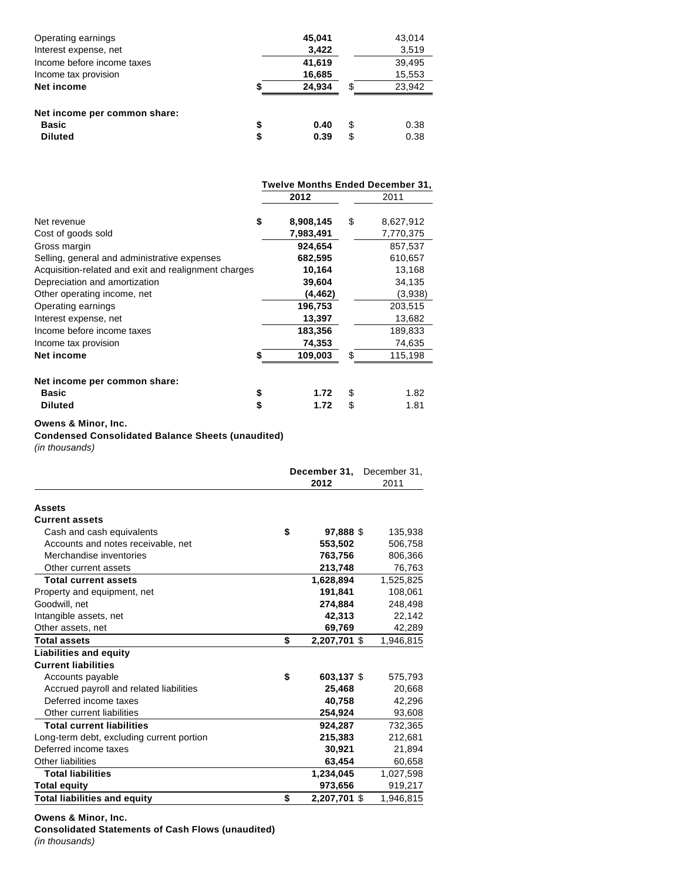| | | |
|---|---|---|
| Operating earnings | **45,041** | 43,014 |
| Interest expense, net | **3,422** | 3,519 |
| Income before income taxes | **41,619** | 39,495 |
| Income tax provision | **16,685** | 15,553 |
| **Net income** | **$ 24,934** | $ 23,942 |
| | | |
| **Net income per common share:** | | |
| **Basic** | **$ 0.40** | $ 0.38 |
| **Diluted** | **$ 0.39** | $ 0.38 |

| | **Twelve Months Ended December 31,** | |
|---|---|---|
| | **2012** | 2011 |
| Net revenue | **$ 8,908,145** | $ 8,627,912 |
| Cost of goods sold | **7,983,491** | 7,770,375 |
| Gross margin | **924,654** | 857,537 |
| Selling, general and administrative expenses | **682,595** | 610,657 |
| Acquisition-related and exit and realignment charges | **10,164** | 13,168 |
| Depreciation and amortization | **39,604** | 34,135 |
| Other operating income, net | **(4,462)** | (3,938) |
| Operating earnings | **196,753** | 203,515 |
| Interest expense, net | **13,397** | 13,682 |
| Income before income taxes | **183,356** | 189,833 |
| Income tax provision | **74,353** | 74,635 |
| **Net income** | **$ 109,003** | $ 115,198 |
| | | |
| **Net income per common share:** | | |
| **Basic** | **$ 1.72** | $ 1.82 |
| **Diluted** | **$ 1.72** | $ 1.81 |

**Owens & Minor, Inc.**
**Condensed Consolidated Balance Sheets (unaudited)**
*(in thousands)*

| | **December 31, 2012** | December 31, 2011 |
|---|---|---|
| **Assets** | | |
| **Current assets** | | |
| Cash and cash equivalents | **$ 97,888** | $ 135,938 |
| Accounts and notes receivable, net | **553,502** | 506,758 |
| Merchandise inventories | **763,756** | 806,366 |
| Other current assets | **213,748** | 76,763 |
| **Total current assets** | **1,628,894** | 1,525,825 |
| Property and equipment, net | **191,841** | 108,061 |
| Goodwill, net | **274,884** | 248,498 |
| Intangible assets, net | **42,313** | 22,142 |
| Other assets, net | **69,769** | 42,289 |
| **Total assets** | **$ 2,207,701** | $ 1,946,815 |
| **Liabilities and equity** | | |
| **Current liabilities** | | |
| Accounts payable | **$ 603,137** | $ 575,793 |
| Accrued payroll and related liabilities | **25,468** | 20,668 |
| Deferred income taxes | **40,758** | 42,296 |
| Other current liabilities | **254,924** | 93,608 |
| **Total current liabilities** | **924,287** | 732,365 |
| Long-term debt, excluding current portion | **215,383** | 212,681 |
| Deferred income taxes | **30,921** | 21,894 |
| Other liabilities | **63,454** | 60,658 |
| **Total liabilities** | **1,234,045** | 1,027,598 |
| **Total equity** | **973,656** | 919,217 |
| **Total liabilities and equity** | **$ 2,207,701** | $ 1,946,815 |

**Owens & Minor, Inc.**
**Consolidated Statements of Cash Flows (unaudited)**
*(in thousands)*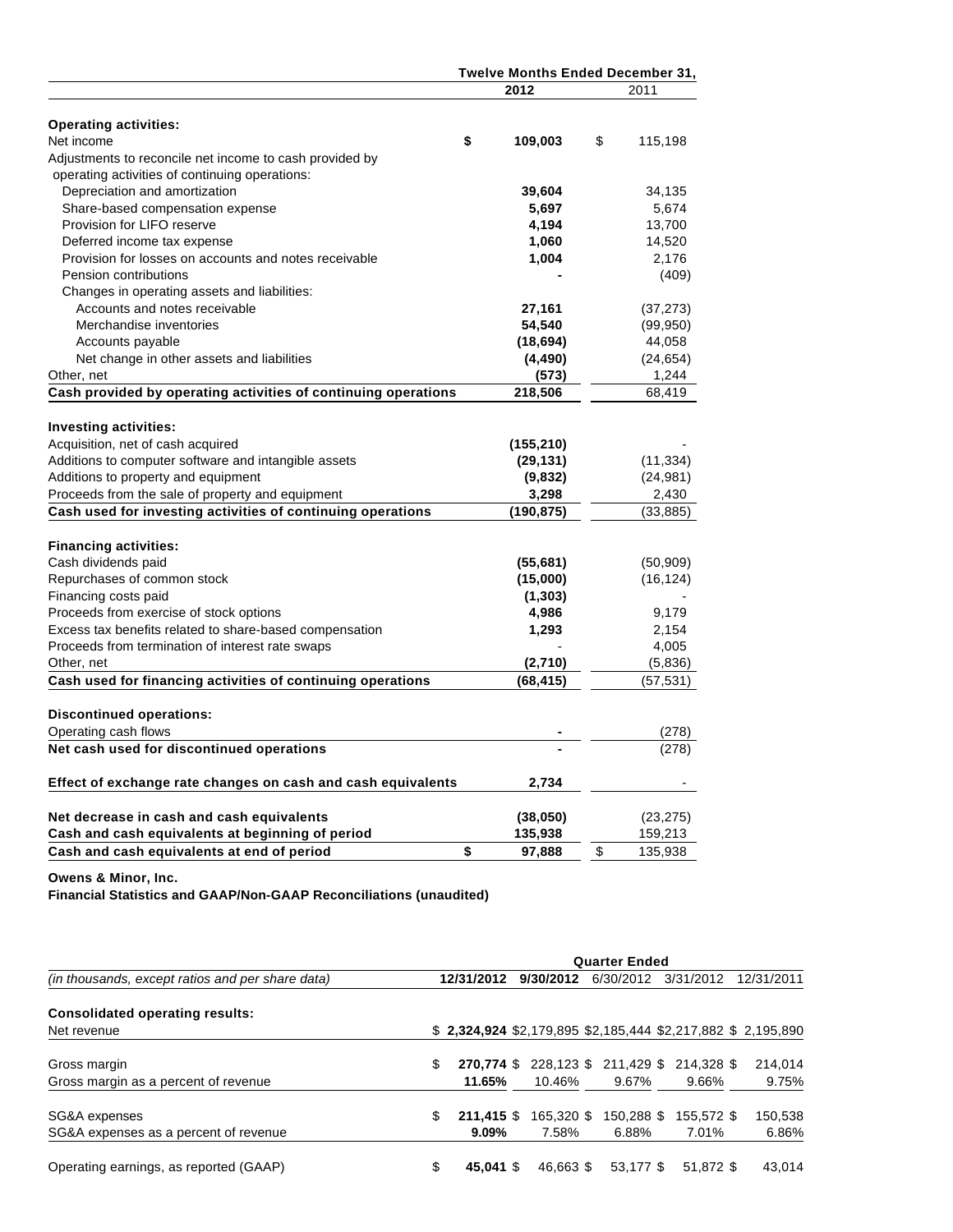| | Twelve Months Ended December 31, | |
|---|---|---|
| | **2012** | 2011 |
| **Operating activities:** | | |
| Net income | **$ 109,003** | $ 115,198 |
| Adjustments to reconcile net income to cash provided by operating activities of continuing operations: | | |
| Depreciation and amortization | **39,604** | 34,135 |
| Share-based compensation expense | **5,697** | 5,674 |
| Provision for LIFO reserve | **4,194** | 13,700 |
| Deferred income tax expense | **1,060** | 14,520 |
| Provision for losses on accounts and notes receivable | **1,004** | 2,176 |
| Pension contributions | **-** | (409) |
| Changes in operating assets and liabilities: | | |
| Accounts and notes receivable | **27,161** | (37,273) |
| Merchandise inventories | **54,540** | (99,950) |
| Accounts payable | **(18,694)** | 44,058 |
| Net change in other assets and liabilities | **(4,490)** | (24,654) |
| Other, net | **(573)** | 1,244 |
| **Cash provided by operating activities of continuing operations** | **218,506** | 68,419 |
| **Investing activities:** | | |
| Acquisition, net of cash acquired | **(155,210)** | - |
| Additions to computer software and intangible assets | **(29,131)** | (11,334) |
| Additions to property and equipment | **(9,832)** | (24,981) |
| Proceeds from the sale of property and equipment | **3,298** | 2,430 |
| **Cash used for investing activities of continuing operations** | **(190,875)** | (33,885) |
| **Financing activities:** | | |
| Cash dividends paid | **(55,681)** | (50,909) |
| Repurchases of common stock | **(15,000)** | (16,124) |
| Financing costs paid | **(1,303)** | - |
| Proceeds from exercise of stock options | **4,986** | 9,179 |
| Excess tax benefits related to share-based compensation | **1,293** | 2,154 |
| Proceeds from termination of interest rate swaps | - | 4,005 |
| Other, net | **(2,710)** | (5,836) |
| **Cash used for financing activities of continuing operations** | **(68,415)** | (57,531) |
| **Discontinued operations:** | | |
| Operating cash flows | **-** | (278) |
| **Net cash used for discontinued operations** | **-** | (278) |
| **Effect of exchange rate changes on cash and cash equivalents** | **2,734** | - |
| **Net decrease in cash and cash equivalents** | **(38,050)** | (23,275) |
| **Cash and cash equivalents at beginning of period** | **135,938** | 159,213 |
| **Cash and cash equivalents at end of period** | **$ 97,888** | $ 135,938 |

**Owens & Minor, Inc.**
**Financial Statistics and GAAP/Non-GAAP Reconciliations (unaudited)**

| | Quarter Ended | | | | |
|---|---|---|---|---|---|
| *(in thousands, except ratios and per share data)* | **12/31/2012** | **9/30/2012** | 6/30/2012 | 3/31/2012 | 12/31/2011 |
| **Consolidated operating results:** | | | | | |
| Net revenue | **$ 2,324,924** | $2,179,895 | $2,185,444 | $2,217,882 | $ 2,195,890 |
| Gross margin | **$ 270,774** | $ 228,123 | $ 211,429 | $ 214,328 | $ 214,014 |
| Gross margin as a percent of revenue | **11.65%** | 10.46% | 9.67% | 9.66% | 9.75% |
| SG&A expenses | **$ 211,415** | $ 165,320 | $ 150,288 | $ 155,572 | $ 150,538 |
| SG&A expenses as a percent of revenue | **9.09%** | 7.58% | 6.88% | 7.01% | 6.86% |
| Operating earnings, as reported (GAAP) | **$ 45,041** | $ 46,663 | $ 53,177 | $ 51,872 | $ 43,014 |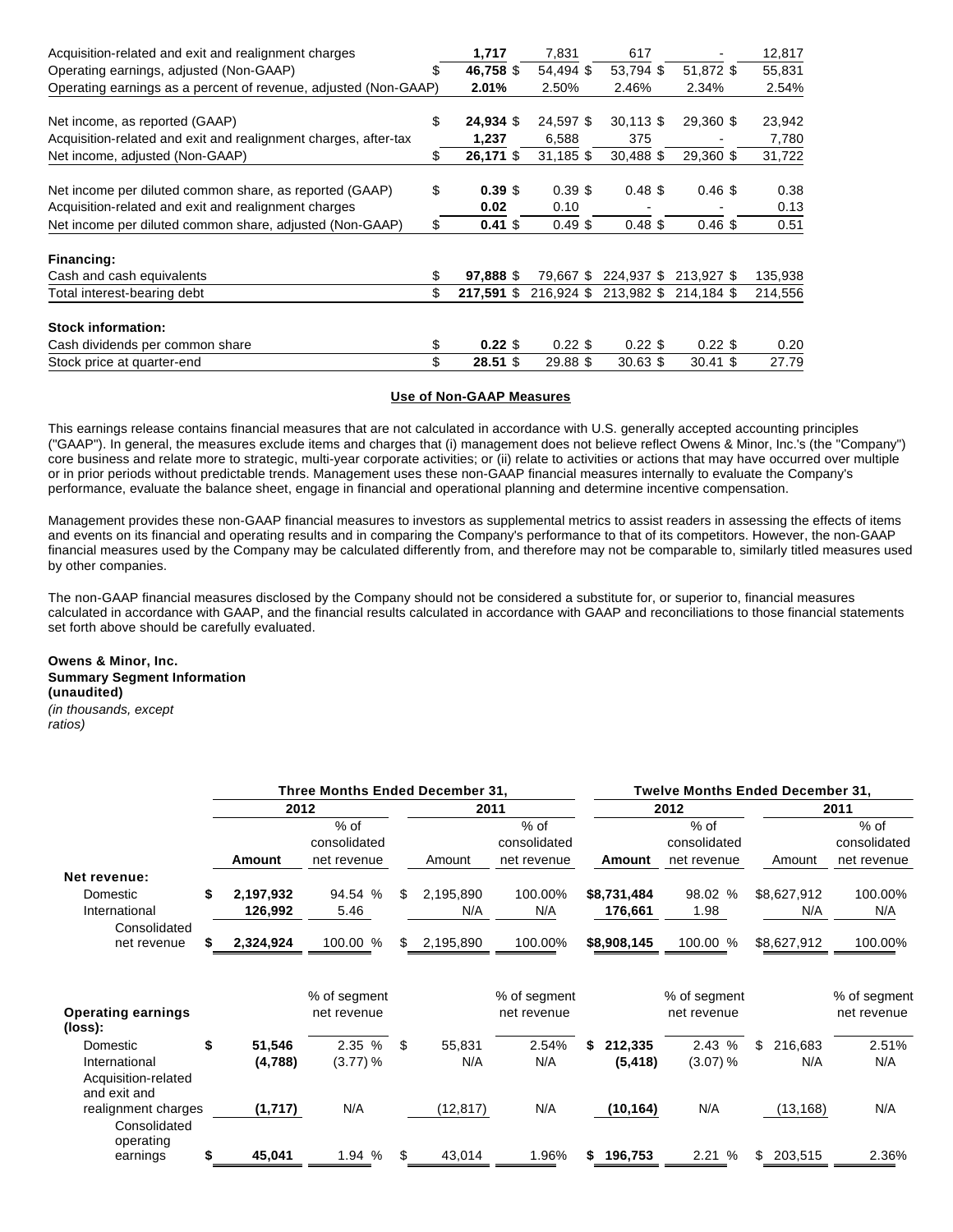| | | | | | |
|---|---|---|---|---|---|
| Acquisition-related and exit and realignment charges | **1,717** | 7,831 | 617 | - | 12,817 |
| Operating earnings, adjusted (Non-GAAP) | $ **46,758** | $ 54,494 | $ 53,794 | $ 51,872 | $ 55,831 |
| Operating earnings as a percent of revenue, adjusted (Non-GAAP) | **2.01%** | 2.50% | 2.46% | 2.34% | 2.54% |
| | | | | | |
| Net income, as reported (GAAP) | $ **24,934** | $ 24,597 | $ 30,113 | $ 29,360 | $ 23,942 |
| Acquisition-related and exit and realignment charges, after-tax | **1,237** | 6,588 | 375 | - | 7,780 |
| Net income, adjusted (Non-GAAP) | $ **26,171** | $ 31,185 | $ 30,488 | $ 29,360 | $ 31,722 |
| | | | | | |
| Net income per diluted common share, as reported (GAAP) | $ **0.39** | $ 0.39 | $ 0.48 | $ 0.46 | $ 0.38 |
| Acquisition-related and exit and realignment charges | **0.02** | 0.10 | - | - | 0.13 |
| Net income per diluted common share, adjusted (Non-GAAP) | $ **0.41** | $ 0.49 | $ 0.48 | $ 0.46 | $ 0.51 |
| | | | | | |
| **Financing:** | | | | | |
| Cash and cash equivalents | $ **97,888** | $ 79,667 | $ 224,937 | $ 213,927 | $ 135,938 |
| Total interest-bearing debt | $ **217,591** | $ 216,924 | $ 213,982 | $ 214,184 | $ 214,556 |
| | | | | | |
| **Stock information:** | | | | | |
| Cash dividends per common share | $ **0.22** | $ 0.22 | $ 0.22 | $ 0.22 | $ 0.20 |
| Stock price at quarter-end | $ **28.51** | $ 29.88 | $ 30.63 | $ 30.41 | $ 27.79 |

**Use of Non-GAAP Measures**

This earnings release contains financial measures that are not calculated in accordance with U.S. generally accepted accounting principles ("GAAP"). In general, the measures exclude items and charges that (i) management does not believe reflect Owens & Minor, Inc.'s (the "Company") core business and relate more to strategic, multi-year corporate activities; or (ii) relate to activities or actions that may have occurred over multiple or in prior periods without predictable trends. Management uses these non-GAAP financial measures internally to evaluate the Company's performance, evaluate the balance sheet, engage in financial and operational planning and determine incentive compensation.

Management provides these non-GAAP financial measures to investors as supplemental metrics to assist readers in assessing the effects of items and events on its financial and operating results and in comparing the Company's performance to that of its competitors. However, the non-GAAP financial measures used by the Company may be calculated differently from, and therefore may not be comparable to, similarly titled measures used by other companies.

The non-GAAP financial measures disclosed by the Company should not be considered a substitute for, or superior to, financial measures calculated in accordance with GAAP, and the financial results calculated in accordance with GAAP and reconciliations to those financial statements set forth above should be carefully evaluated.

**Owens & Minor, Inc.**
**Summary Segment Information**
**(unaudited)**
*(in thousands, except ratios)*

| | Three Months Ended December 31, | | | | Twelve Months Ended December 31, | | | |
|---|---|---|---|---|---|---|---|---|
| | 2012 | | 2011 | | 2012 | | 2011 | |
| | **Amount** | % of consolidated net revenue | Amount | % of consolidated net revenue | **Amount** | % of consolidated net revenue | Amount | % of consolidated net revenue |
| **Net revenue:** | | | | | | | | |
| Domestic | $ **2,197,932** | 94.54 % | $ 2,195,890 | 100.00% | **$8,731,484** | 98.02 % | $8,627,912 | 100.00% |
| International | **126,992** | 5.46 | N/A | N/A | **176,661** | 1.98 | N/A | N/A |
| Consolidated net revenue | $ **2,324,924** | 100.00 % | $ 2,195,890 | 100.00% | **$8,908,145** | 100.00 % | $8,627,912 | 100.00% |
| | | | | | | | | |
| **Operating earnings (loss):** | | % of segment net revenue | | % of segment net revenue | | % of segment net revenue | | % of segment net revenue |
| Domestic | $ **51,546** | 2.35 % | $ 55,831 | 2.54% | $ **212,335** | 2.43 % | $ 216,683 | 2.51% |
| International | **(4,788)** | (3.77) % | N/A | N/A | **(5,418)** | (3.07) % | N/A | N/A |
| Acquisition-related and exit and realignment charges | **(1,717)** | N/A | (12,817) | N/A | **(10,164)** | N/A | (13,168) | N/A |
| Consolidated operating earnings | $ **45,041** | 1.94 % | $ 43,014 | 1.96% | $ **196,753** | 2.21 % | $ 203,515 | 2.36% |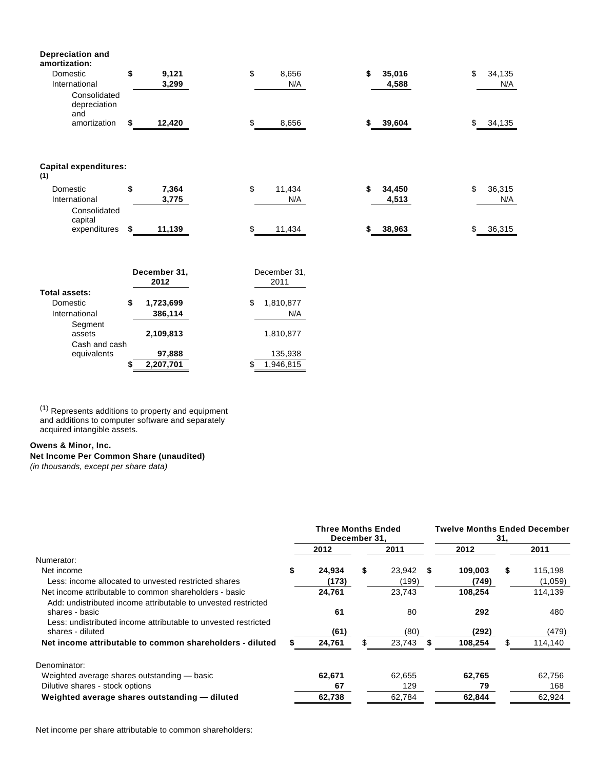| | Three Months 2012 | Three Months 2011 | Twelve Months 2012 | Twelve Months 2011 |
|---|---|---|---|---|
| **Depreciation and amortization:** | | | | |
| Domestic | **$ 9,121** | $ 8,656 | **$ 35,016** | $ 34,135 |
| International | **3,299** | N/A | **4,588** | N/A |
| Consolidated depreciation and amortization | **$ 12,420** | $ 8,656 | **$ 39,604** | $ 34,135 |
| **Capital expenditures: (1)** | | | | |
| Domestic | **$ 7,364** | $ 11,434 | **$ 34,450** | $ 36,315 |
| International | **3,775** | N/A | **4,513** | N/A |
| Consolidated capital expenditures | **$ 11,139** | $ 11,434 | **$ 38,963** | $ 36,315 |

| | December 31, 2012 | December 31, 2011 |
|---|---|---|
| **Total assets:** | | |
| Domestic | **$ 1,723,699** | $ 1,810,877 |
| International | **386,114** | N/A |
| Segment assets | **2,109,813** | 1,810,877 |
| Cash and cash equivalents | **97,888** | 135,938 |
| | **$ 2,207,701** | $ 1,946,815 |

(1) Represents additions to property and equipment and additions to computer software and separately acquired intangible assets.

**Owens & Minor, Inc.**
**Net Income Per Common Share (unaudited)**
*(in thousands, except per share data)*

| | Three Months Ended December 31, | | Twelve Months Ended December 31, | |
|---|---|---|---|---|
| | **2012** | **2011** | **2012** | **2011** |
| Numerator: | | | | |
| Net income | **$ 24,934** | $ 23,942 | **$ 109,003** | $ 115,198 |
| Less: income allocated to unvested restricted shares | **(173)** | (199) | **(749)** | (1,059) |
| Net income attributable to common shareholders - basic | **24,761** | 23,743 | **108,254** | 114,139 |
| Add: undistributed income attributable to unvested restricted shares - basic | **61** | 80 | **292** | 480 |
| Less: undistributed income attributable to unvested restricted shares - diluted | **(61)** | (80) | **(292)** | (479) |
| **Net income attributable to common shareholders - diluted** | **$ 24,761** | $ 23,743 | **$ 108,254** | $ 114,140 |
| Denominator: | | | | |
| Weighted average shares outstanding — basic | **62,671** | 62,655 | **62,765** | 62,756 |
| Dilutive shares - stock options | **67** | 129 | **79** | 168 |
| **Weighted average shares outstanding — diluted** | **62,738** | 62,784 | **62,844** | 62,924 |

Net income per share attributable to common shareholders: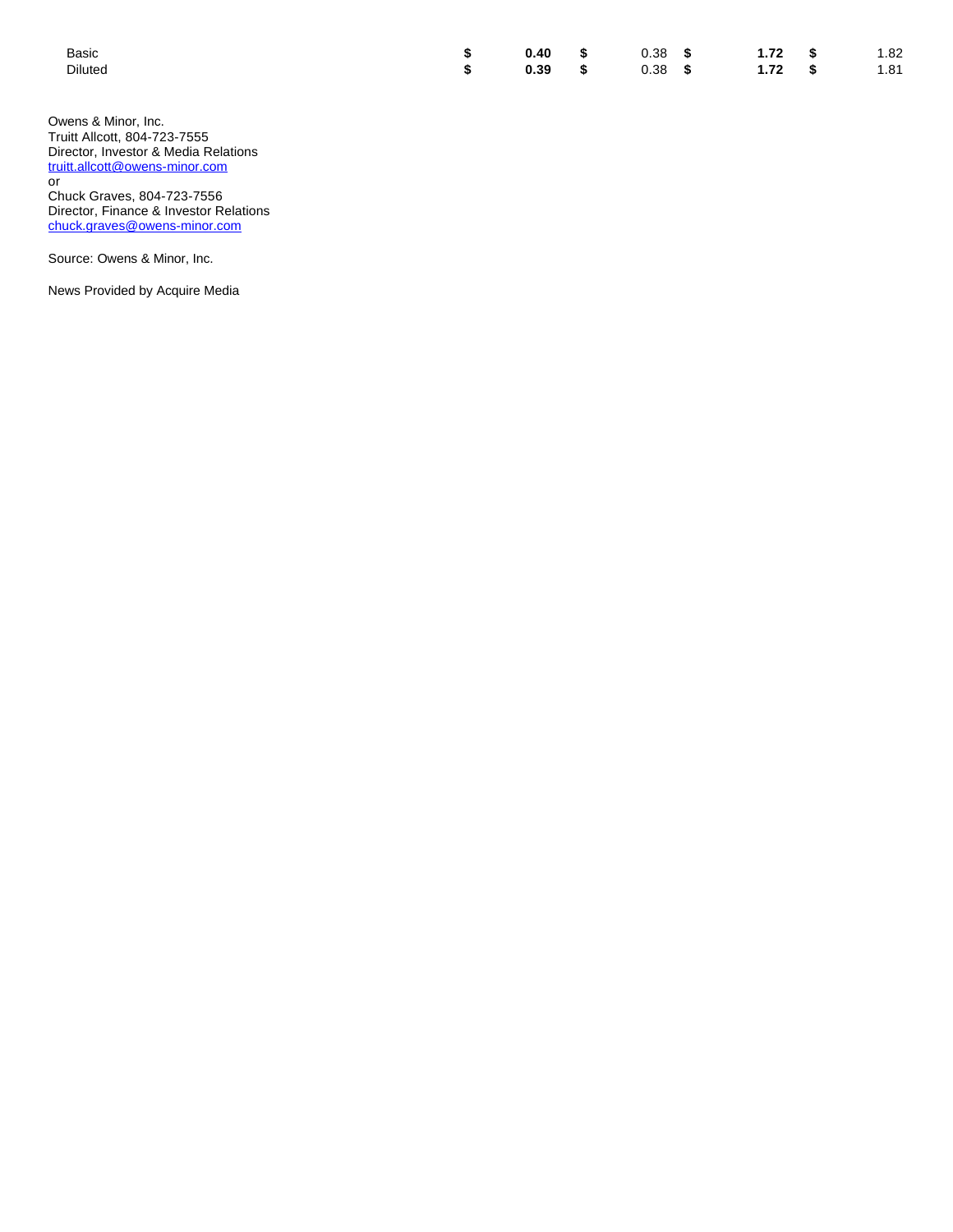| | | | | |
|---|---|---|---|---|
| Basic | **$ 0.40** | $ 0.38 | **$ 1.72** | $ 1.82 |
| Diluted | **$ 0.39** | $ 0.38 | **$ 1.72** | $ 1.81 |

Owens & Minor, Inc.
Truitt Allcott, 804-723-7555
Director, Investor & Media Relations
truitt.allcott@owens-minor.com
or
Chuck Graves, 804-723-7556
Director, Finance & Investor Relations
chuck.graves@owens-minor.com

Source: Owens & Minor, Inc.

News Provided by Acquire Media